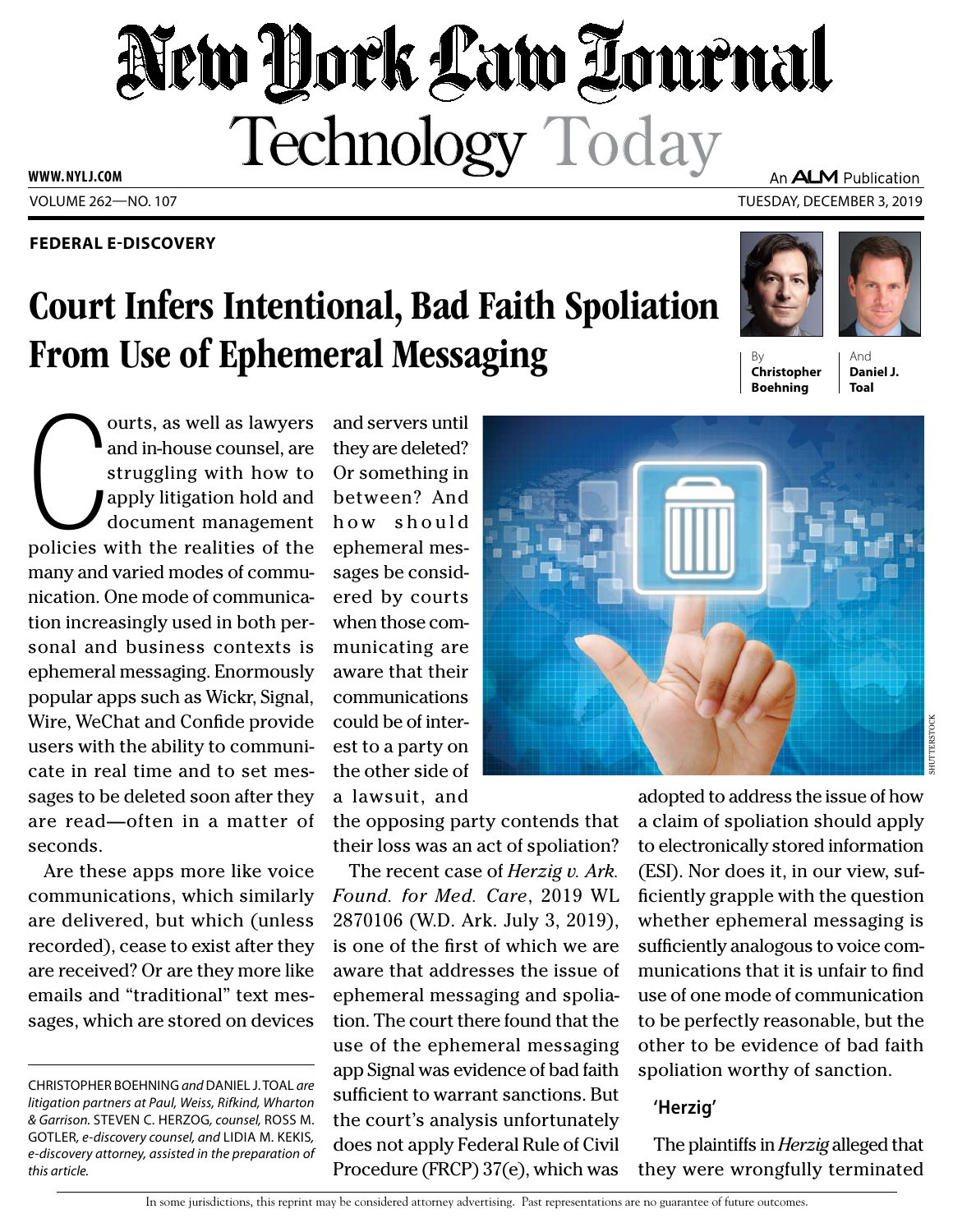# New York Law Journal
## Technology Today

WWW.NYLJ.COM

An ALM Publication

VOLUME 262—NO. 107

TUESDAY, DECEMBER 3, 2019

**FEDERAL E-DISCOVERY**

# Court Infers Intentional, Bad Faith Spoliation From Use of Ephemeral Messaging

By **Christopher Boehning** And **Daniel J. Toal**

Courts, as well as lawyers and in-house counsel, are struggling with how to apply litigation hold and document management policies with the realities of the many and varied modes of communication. One mode of communication increasingly used in both personal and business contexts is ephemeral messaging. Enormously popular apps such as Wickr, Signal, Wire, WeChat and Confide provide users with the ability to communicate in real time and to set messages to be deleted soon after they are read—often in a matter of seconds.

Are these apps more like voice communications, which similarly are delivered, but which (unless recorded), cease to exist after they are received? Or are they more like emails and "traditional" text messages, which are stored on devices and servers until they are deleted? Or something in between? And how should ephemeral messages be considered by courts when those communicating are aware that their communications could be of interest to a party on the other side of a lawsuit, and the opposing party contends that their loss was an act of spoliation?

The recent case of *Herzig v. Ark. Found. for Med. Care*, 2019 WL 2870106 (W.D. Ark. July 3, 2019), is one of the first of which we are aware that addresses the issue of ephemeral messaging and spoliation. The court there found that the use of the ephemeral messaging app Signal was evidence of bad faith sufficient to warrant sanctions. But the court's analysis unfortunately does not apply Federal Rule of Civil Procedure (FRCP) 37(e), which was adopted to address the issue of how a claim of spoliation should apply to electronically stored information (ESI). Nor does it, in our view, sufficiently grapple with the question whether ephemeral messaging is sufficiently analogous to voice communications that it is unfair to find use of one mode of communication to be perfectly reasonable, but the other to be evidence of bad faith spoliation worthy of sanction.

### 'Herzig'

The plaintiffs in *Herzig* alleged that they were wrongfully terminated

---

CHRISTOPHER BOEHNING *and* DANIEL J. TOAL *are litigation partners at Paul, Weiss, Rifkind, Wharton & Garrison.* STEVEN C. HERZOG, *counsel,* ROSS M. GOTLER, *e-discovery counsel, and* LIDIA M. KEKIS, *e-discovery attorney, assisted in the preparation of this article.*

In some jurisdictions, this reprint may be considered attorney advertising. Past representations are no guarantee of future outcomes.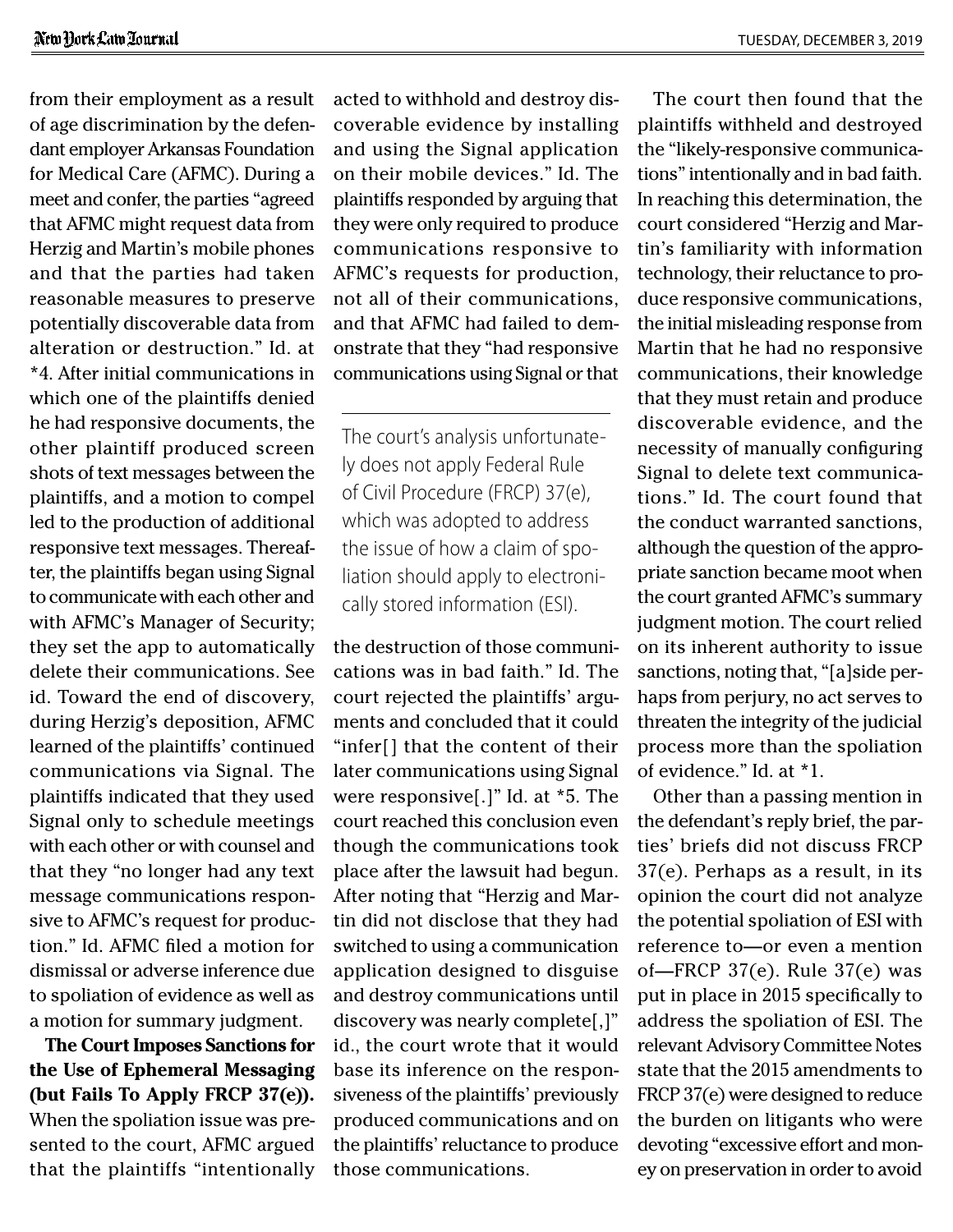from their employment as a result of age discrimination by the defendant employer Arkansas Foundation for Medical Care (AFMC). During a meet and confer, the parties "agreed that AFMC might request data from Herzig and Martin's mobile phones and that the parties had taken reasonable measures to preserve potentially discoverable data from alteration or destruction." Id. at *4. After initial communications in which one of the plaintiffs denied he had responsive documents, the other plaintiff produced screen shots of text messages between the plaintiffs, and a motion to compel led to the production of additional responsive text messages. Thereafter, the plaintiffs began using Signal to communicate with each other and with AFMC's Manager of Security; they set the app to automatically delete their communications. See id. Toward the end of discovery, during Herzig's deposition, AFMC learned of the plaintiffs' continued communications via Signal. The plaintiffs indicated that they used Signal only to schedule meetings with each other or with counsel and that they "no longer had any text message communications responsive to AFMC's request for production." Id. AFMC filed a motion for dismissal or adverse inference due to spoliation of evidence as well as a motion for summary judgment.

**The Court Imposes Sanctions for the Use of Ephemeral Messaging (but Fails To Apply FRCP 37(e)).** When the spoliation issue was presented to the court, AFMC argued that the plaintiffs "intentionally acted to withhold and destroy discoverable evidence by installing and using the Signal application on their mobile devices." Id. The plaintiffs responded by arguing that they were only required to produce communications responsive to AFMC's requests for production, not all of their communications, and that AFMC had failed to demonstrate that they "had responsive communications using Signal or that the destruction of those communications was in bad faith." Id. The court rejected the plaintiffs' arguments and concluded that it could "infer[] that the content of their later communications using Signal were responsive[.]" Id. at *5. The court reached this conclusion even though the communications took place after the lawsuit had begun. After noting that "Herzig and Martin did not disclose that they had switched to using a communication application designed to disguise and destroy communications until discovery was nearly complete[,]" id., the court wrote that it would base its inference on the responsiveness of the plaintiffs' previously produced communications and on the plaintiffs' reluctance to produce those communications.

> The court's analysis unfortunately does not apply Federal Rule of Civil Procedure (FRCP) 37(e), which was adopted to address the issue of how a claim of spoliation should apply to electronically stored information (ESI).

The court then found that the plaintiffs withheld and destroyed the "likely-responsive communications" intentionally and in bad faith. In reaching this determination, the court considered "Herzig and Martin's familiarity with information technology, their reluctance to produce responsive communications, the initial misleading response from Martin that he had no responsive communications, their knowledge that they must retain and produce discoverable evidence, and the necessity of manually configuring Signal to delete text communications." Id. The court found that the conduct warranted sanctions, although the question of the appropriate sanction became moot when the court granted AFMC's summary judgment motion. The court relied on its inherent authority to issue sanctions, noting that, "[a]side perhaps from perjury, no act serves to threaten the integrity of the judicial process more than the spoliation of evidence." Id. at *1.

Other than a passing mention in the defendant's reply brief, the parties' briefs did not discuss FRCP 37(e). Perhaps as a result, in its opinion the court did not analyze the potential spoliation of ESI with reference to—or even a mention of—FRCP 37(e). Rule 37(e) was put in place in 2015 specifically to address the spoliation of ESI. The relevant Advisory Committee Notes state that the 2015 amendments to FRCP 37(e) were designed to reduce the burden on litigants who were devoting "excessive effort and money on preservation in order to avoid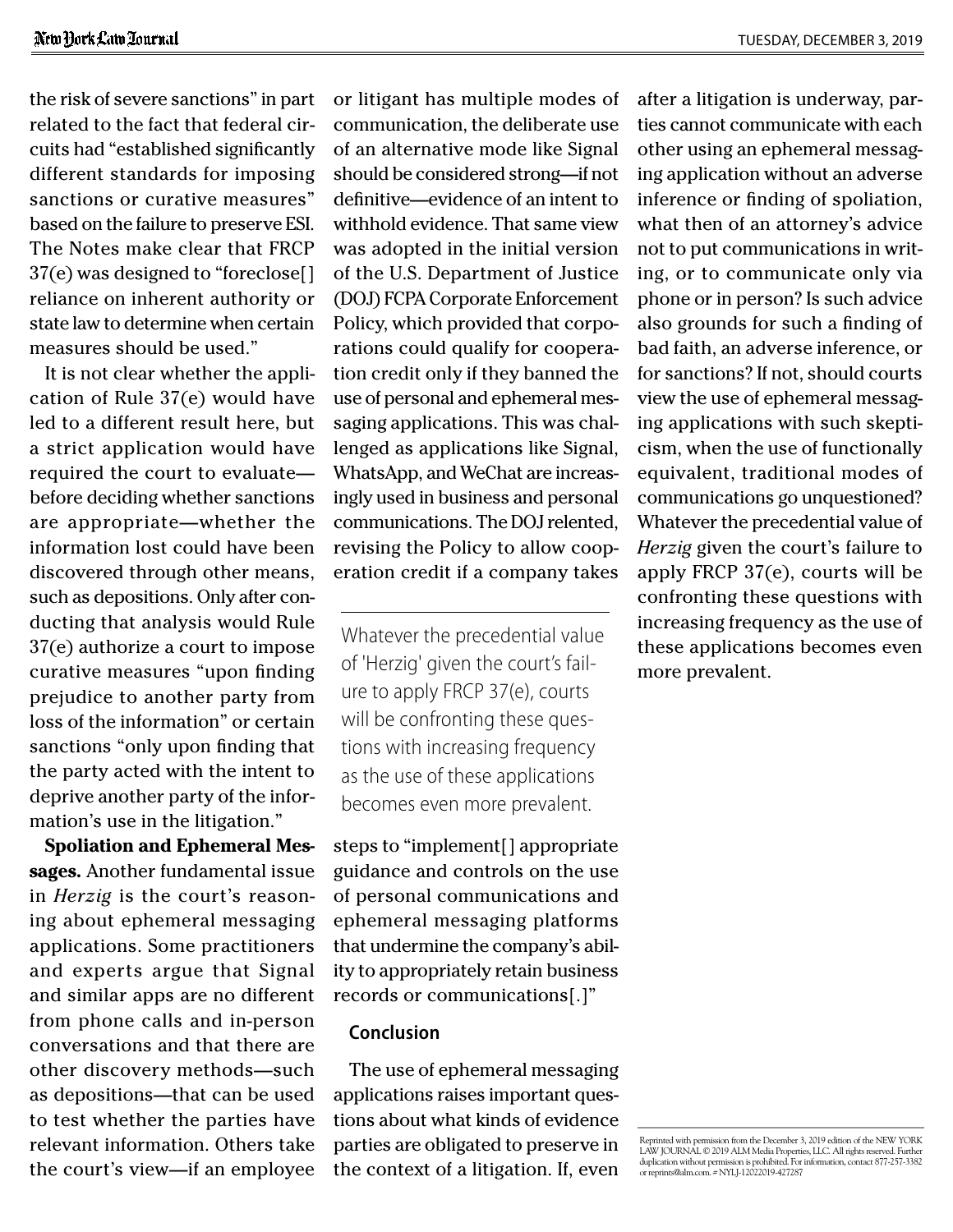the risk of severe sanctions" in part related to the fact that federal circuits had "established significantly different standards for imposing sanctions or curative measures" based on the failure to preserve ESI. The Notes make clear that FRCP 37(e) was designed to "foreclose[] reliance on inherent authority or state law to determine when certain measures should be used."

It is not clear whether the application of Rule 37(e) would have led to a different result here, but a strict application would have required the court to evaluate—before deciding whether sanctions are appropriate—whether the information lost could have been discovered through other means, such as depositions. Only after conducting that analysis would Rule 37(e) authorize a court to impose curative measures "upon finding prejudice to another party from loss of the information" or certain sanctions "only upon finding that the party acted with the intent to deprive another party of the information's use in the litigation."

**Spoliation and Ephemeral Messages.** Another fundamental issue in *Herzig* is the court's reasoning about ephemeral messaging applications. Some practitioners and experts argue that Signal and similar apps are no different from phone calls and in-person conversations and that there are other discovery methods—such as depositions—that can be used to test whether the parties have relevant information. Others take the court's view—if an employee or litigant has multiple modes of communication, the deliberate use of an alternative mode like Signal should be considered strong—if not definitive—evidence of an intent to withhold evidence. That same view was adopted in the initial version of the U.S. Department of Justice (DOJ) FCPA Corporate Enforcement Policy, which provided that corporations could qualify for cooperation credit only if they banned the use of personal and ephemeral messaging applications. This was challenged as applications like Signal, WhatsApp, and WeChat are increasingly used in business and personal communications. The DOJ relented, revising the Policy to allow cooperation credit if a company takes steps to "implement[] appropriate guidance and controls on the use of personal communications and ephemeral messaging platforms that undermine the company's ability to appropriately retain business records or communications[.]"

> Whatever the precedential value of 'Herzig' given the court's failure to apply FRCP 37(e), courts will be confronting these questions with increasing frequency as the use of these applications becomes even more prevalent.

## Conclusion

The use of ephemeral messaging applications raises important questions about what kinds of evidence parties are obligated to preserve in the context of a litigation. If, even after a litigation is underway, parties cannot communicate with each other using an ephemeral messaging application without an adverse inference or finding of spoliation, what then of an attorney's advice not to put communications in writing, or to communicate only via phone or in person? Is such advice also grounds for such a finding of bad faith, an adverse inference, or for sanctions? If not, should courts view the use of ephemeral messaging applications with such skepticism, when the use of functionally equivalent, traditional modes of communications go unquestioned? Whatever the precedential value of *Herzig* given the court's failure to apply FRCP 37(e), courts will be confronting these questions with increasing frequency as the use of these applications becomes even more prevalent.

Reprinted with permission from the December 3, 2019 edition of the NEW YORK LAW JOURNAL © 2019 ALM Media Properties, LLC. All rights reserved. Further duplication without permission is prohibited. For information, contact 877-257-3382 or reprints@alm.com. # NYLJ-12022019-427287